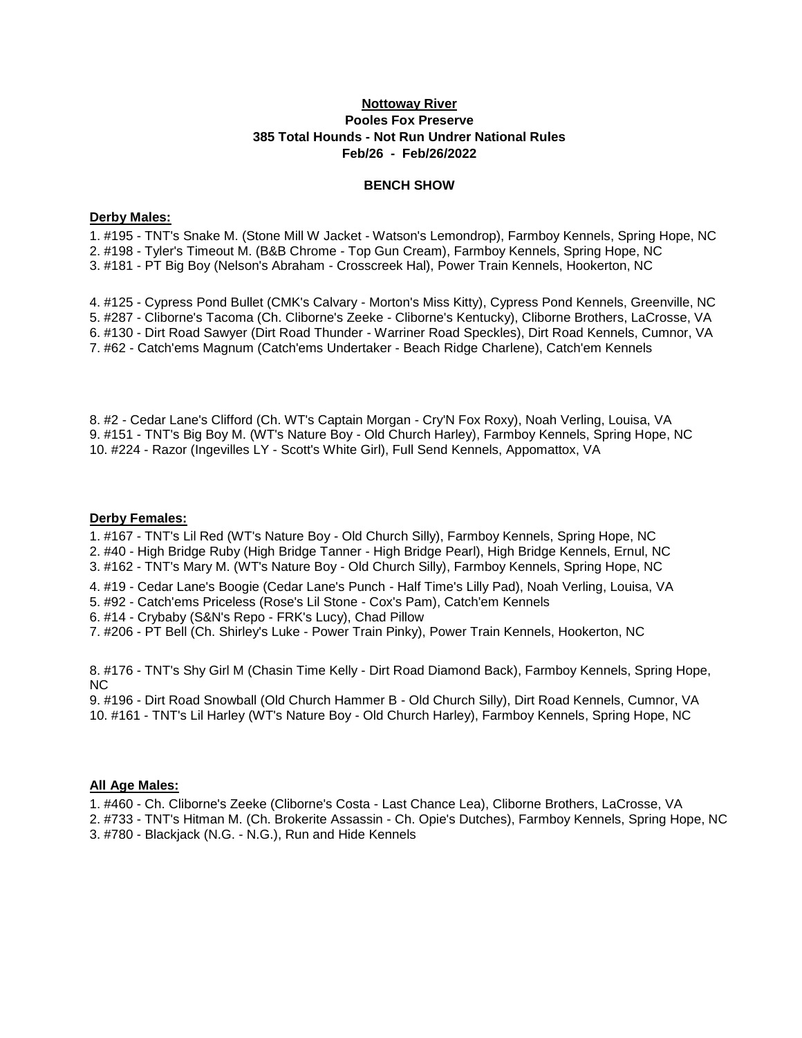**Nottoway River**

**Pooles Fox Preserve**

**385 Total Hounds - Not Run Undrer National Rules**

**Feb/26 - Feb/26/2022**

**BENCH SHOW**

**Derby Males:**

1. #195 - TNT's Snake M. (Stone Mill W Jacket - Watson's Lemondrop), Farmboy Kennels, Spring Hope, NC
2. #198 - Tyler's Timeout M. (B&B Chrome - Top Gun Cream), Farmboy Kennels, Spring Hope, NC
3. #181 - PT Big Boy (Nelson's Abraham - Crosscreek Hal), Power Train Kennels, Hookerton, NC

4. #125 - Cypress Pond Bullet (CMK's Calvary - Morton's Miss Kitty), Cypress Pond Kennels, Greenville, NC
5. #287 - Cliborne's Tacoma (Ch. Cliborne's Zeeke - Cliborne's Kentucky), Cliborne Brothers, LaCrosse, VA
6. #130 - Dirt Road Sawyer (Dirt Road Thunder - Warriner Road Speckles), Dirt Road Kennels, Cumnor, VA
7. #62 - Catch'ems Magnum (Catch'ems Undertaker - Beach Ridge Charlene), Catch'em Kennels

8. #2 - Cedar Lane's Clifford (Ch. WT's Captain Morgan - Cry'N Fox Roxy), Noah Verling, Louisa, VA
9. #151 - TNT's Big Boy M. (WT's Nature Boy - Old Church Harley), Farmboy Kennels, Spring Hope, NC
10. #224 - Razor (Ingevilles LY - Scott's White Girl), Full Send Kennels, Appomattox, VA

**Derby Females:**

1. #167 - TNT's Lil Red (WT's Nature Boy - Old Church Silly), Farmboy Kennels, Spring Hope, NC
2. #40 - High Bridge Ruby (High Bridge Tanner - High Bridge Pearl), High Bridge Kennels, Ernul, NC
3. #162 - TNT's Mary M. (WT's Nature Boy - Old Church Silly), Farmboy Kennels, Spring Hope, NC

4. #19 - Cedar Lane's Boogie (Cedar Lane's Punch - Half Time's Lilly Pad), Noah Verling, Louisa, VA
5. #92 - Catch'ems Priceless (Rose's Lil Stone - Cox's Pam), Catch'em Kennels
6. #14 - Crybaby (S&N's Repo - FRK's Lucy), Chad Pillow
7. #206 - PT Bell (Ch. Shirley's Luke - Power Train Pinky), Power Train Kennels, Hookerton, NC

8. #176 - TNT's Shy Girl M (Chasin Time Kelly - Dirt Road Diamond Back), Farmboy Kennels, Spring Hope, NC
9. #196 - Dirt Road Snowball (Old Church Hammer B - Old Church Silly), Dirt Road Kennels, Cumnor, VA
10. #161 - TNT's Lil Harley (WT's Nature Boy - Old Church Harley), Farmboy Kennels, Spring Hope, NC

**All Age Males:**

1. #460 - Ch. Cliborne's Zeeke (Cliborne's Costa - Last Chance Lea), Cliborne Brothers, LaCrosse, VA
2. #733 - TNT's Hitman M. (Ch. Brokerite Assassin - Ch. Opie's Dutches), Farmboy Kennels, Spring Hope, NC
3. #780 - Blackjack (N.G. - N.G.), Run and Hide Kennels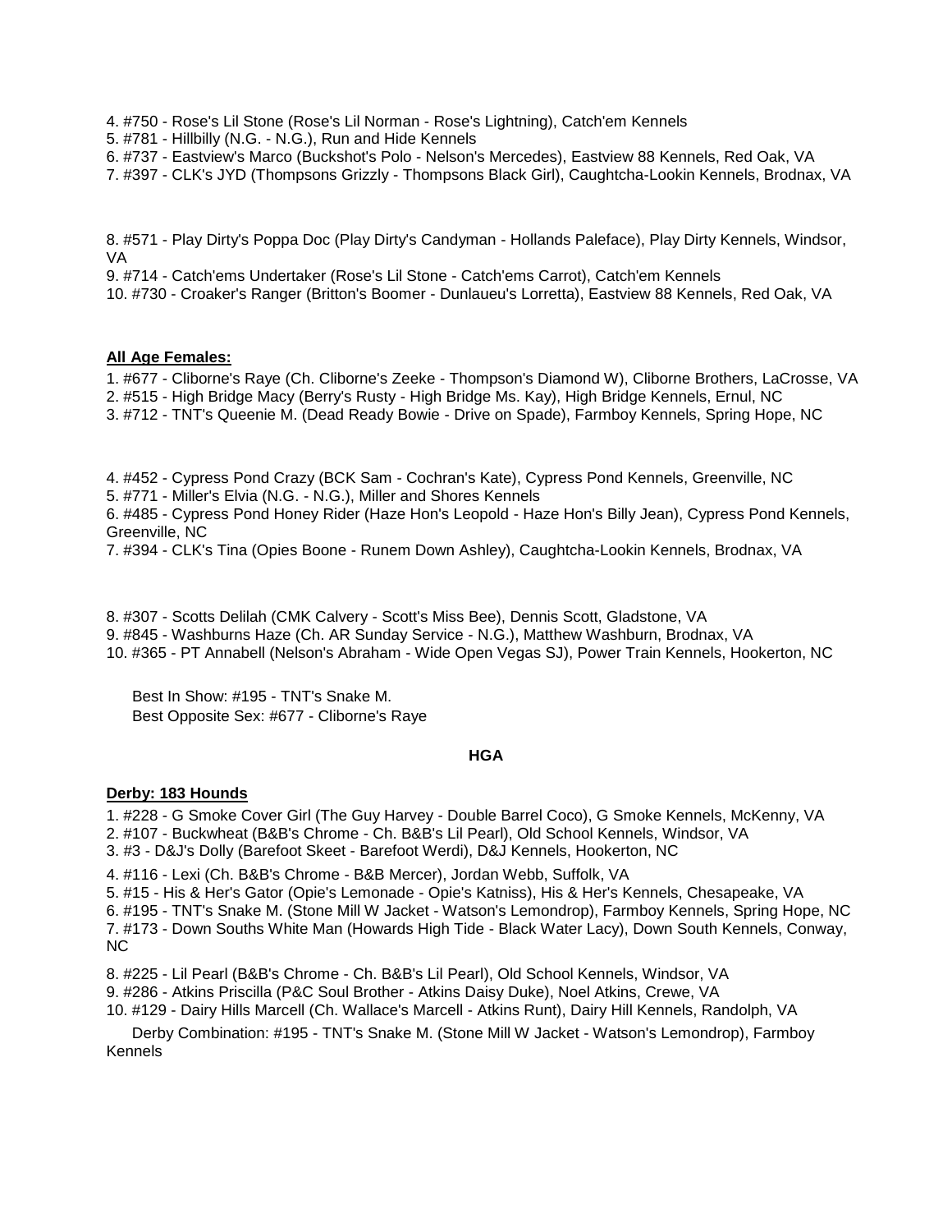4. #750 - Rose's Lil Stone (Rose's Lil Norman - Rose's Lightning), Catch'em Kennels
5. #781 - Hillbilly (N.G. - N.G.), Run and Hide Kennels
6. #737 - Eastview's Marco (Buckshot's Polo - Nelson's Mercedes), Eastview 88 Kennels, Red Oak, VA
7. #397 - CLK's JYD (Thompsons Grizzly - Thompsons Black Girl), Caughtcha-Lookin Kennels, Brodnax, VA

8. #571 - Play Dirty's Poppa Doc (Play Dirty's Candyman - Hollands Paleface), Play Dirty Kennels, Windsor, VA
9. #714 - Catch'ems Undertaker (Rose's Lil Stone - Catch'ems Carrot), Catch'em Kennels
10. #730 - Croaker's Ranger (Britton's Boomer - Dunlaueu's Lorretta), Eastview 88 Kennels, Red Oak, VA

**All Age Females:**

1. #677 - Cliborne's Raye (Ch. Cliborne's Zeeke - Thompson's Diamond W), Cliborne Brothers, LaCrosse, VA
2. #515 - High Bridge Macy (Berry's Rusty - High Bridge Ms. Kay), High Bridge Kennels, Ernul, NC
3. #712 - TNT's Queenie M. (Dead Ready Bowie - Drive on Spade), Farmboy Kennels, Spring Hope, NC

4. #452 - Cypress Pond Crazy (BCK Sam - Cochran's Kate), Cypress Pond Kennels, Greenville, NC
5. #771 - Miller's Elvia (N.G. - N.G.), Miller and Shores Kennels
6. #485 - Cypress Pond Honey Rider (Haze Hon's Leopold - Haze Hon's Billy Jean), Cypress Pond Kennels, Greenville, NC
7. #394 - CLK's Tina (Opies Boone - Runem Down Ashley), Caughtcha-Lookin Kennels, Brodnax, VA

8. #307 - Scotts Delilah (CMK Calvery - Scott's Miss Bee), Dennis Scott, Gladstone, VA
9. #845 - Washburns Haze (Ch. AR Sunday Service - N.G.), Matthew Washburn, Brodnax, VA
10. #365 - PT Annabell (Nelson's Abraham - Wide Open Vegas SJ), Power Train Kennels, Hookerton, NC

Best In Show: #195 - TNT's Snake M.
Best Opposite Sex: #677 - Cliborne's Raye

**HGA**

**Derby: 183 Hounds**

1. #228 - G Smoke Cover Girl (The Guy Harvey - Double Barrel Coco), G Smoke Kennels, McKenny, VA
2. #107 - Buckwheat (B&B's Chrome - Ch. B&B's Lil Pearl), Old School Kennels, Windsor, VA
3. #3 - D&J's Dolly (Barefoot Skeet - Barefoot Werdi), D&J Kennels, Hookerton, NC

4. #116 - Lexi (Ch. B&B's Chrome - B&B Mercer), Jordan Webb, Suffolk, VA
5. #15 - His & Her's Gator (Opie's Lemonade - Opie's Katniss), His & Her's Kennels, Chesapeake, VA
6. #195 - TNT's Snake M. (Stone Mill W Jacket - Watson's Lemondrop), Farmboy Kennels, Spring Hope, NC
7. #173 - Down Souths White Man (Howards High Tide - Black Water Lacy), Down South Kennels, Conway, NC

8. #225 - Lil Pearl (B&B's Chrome - Ch. B&B's Lil Pearl), Old School Kennels, Windsor, VA
9. #286 - Atkins Priscilla (P&C Soul Brother - Atkins Daisy Duke), Noel Atkins, Crewe, VA
10. #129 - Dairy Hills Marcell (Ch. Wallace's Marcell - Atkins Runt), Dairy Hill Kennels, Randolph, VA

Derby Combination: #195 - TNT's Snake M. (Stone Mill W Jacket - Watson's Lemondrop), Farmboy Kennels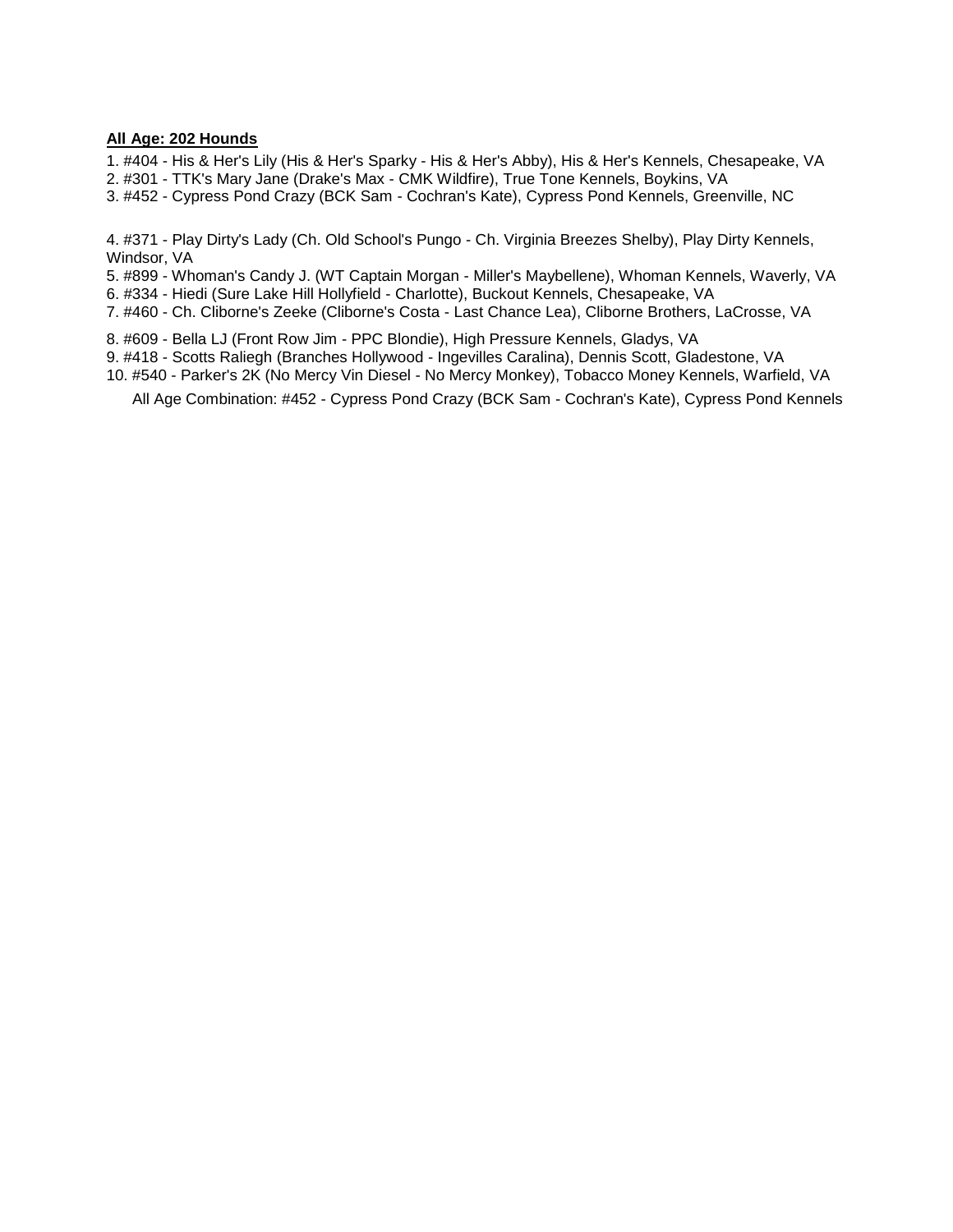**All Age: 202 Hounds**

1. #404 - His & Her's Lily (His & Her's Sparky - His & Her's Abby), His & Her's Kennels, Chesapeake, VA
2. #301 - TTK's Mary Jane (Drake's Max - CMK Wildfire), True Tone Kennels, Boykins, VA
3. #452 - Cypress Pond Crazy (BCK Sam - Cochran's Kate), Cypress Pond Kennels, Greenville, NC

4. #371 - Play Dirty's Lady (Ch. Old School's Pungo - Ch. Virginia Breezes Shelby), Play Dirty Kennels, Windsor, VA
5. #899 - Whoman's Candy J. (WT Captain Morgan - Miller's Maybellene), Whoman Kennels, Waverly, VA
6. #334 - Hiedi (Sure Lake Hill Hollyfield - Charlotte), Buckout Kennels, Chesapeake, VA
7. #460 - Ch. Cliborne's Zeeke (Cliborne's Costa - Last Chance Lea), Cliborne Brothers, LaCrosse, VA

8. #609 - Bella LJ (Front Row Jim - PPC Blondie), High Pressure Kennels, Gladys, VA
9. #418 - Scotts Raliegh (Branches Hollywood - Ingevilles Caralina), Dennis Scott, Gladestone, VA
10. #540 - Parker's 2K (No Mercy Vin Diesel - No Mercy Monkey), Tobacco Money Kennels, Warfield, VA

All Age Combination: #452 - Cypress Pond Crazy (BCK Sam - Cochran's Kate), Cypress Pond Kennels